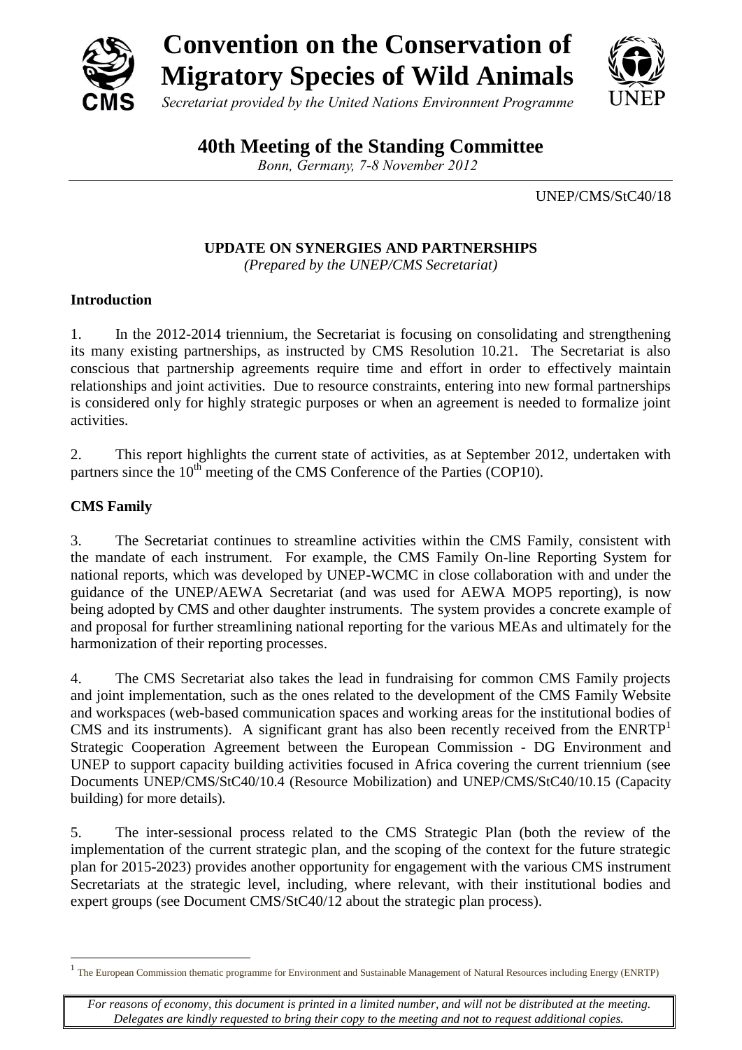# Convention on the Conservation of Migratory Species of Wild Animals

*Secretariat provided by the United Nations Environment Programme*

## 40th Meeting of the Standing Committee

*Bonn, Germany, 7-8 November 2012*

UNEP/CMS/StC40/18

### UPDATE ON SYNERGIES AND PARTNERSHIPS

*(Prepared by the UNEP/CMS Secretariat)*

**Introduction**

1. In the 2012-2014 triennium, the Secretariat is focusing on consolidating and strengthening its many existing partnerships, as instructed by CMS Resolution 10.21. The Secretariat is also conscious that partnership agreements require time and effort in order to effectively maintain relationships and joint activities. Due to resource constraints, entering into new formal partnerships is considered only for highly strategic purposes or when an agreement is needed to formalize joint activities.

2. This report highlights the current state of activities, as at September 2012, undertaken with partners since the 10th meeting of the CMS Conference of the Parties (COP10).

**CMS Family**

3. The Secretariat continues to streamline activities within the CMS Family, consistent with the mandate of each instrument. For example, the CMS Family On-line Reporting System for national reports, which was developed by UNEP-WCMC in close collaboration with and under the guidance of the UNEP/AEWA Secretariat (and was used for AEWA MOP5 reporting), is now being adopted by CMS and other daughter instruments. The system provides a concrete example of and proposal for further streamlining national reporting for the various MEAs and ultimately for the harmonization of their reporting processes.

4. The CMS Secretariat also takes the lead in fundraising for common CMS Family projects and joint implementation, such as the ones related to the development of the CMS Family Website and workspaces (web-based communication spaces and working areas for the institutional bodies of CMS and its instruments). A significant grant has also been recently received from the ENRTP[1] Strategic Cooperation Agreement between the European Commission - DG Environment and UNEP to support capacity building activities focused in Africa covering the current triennium (see Documents UNEP/CMS/StC40/10.4 (Resource Mobilization) and UNEP/CMS/StC40/10.15 (Capacity building) for more details).

5. The inter-sessional process related to the CMS Strategic Plan (both the review of the implementation of the current strategic plan, and the scoping of the context for the future strategic plan for 2015-2023) provides another opportunity for engagement with the various CMS instrument Secretariats at the strategic level, including, where relevant, with their institutional bodies and expert groups (see Document CMS/StC40/12 about the strategic plan process).

[1] The European Commission thematic programme for Environment and Sustainable Management of Natural Resources including Energy (ENRTP)

*For reasons of economy, this document is printed in a limited number, and will not be distributed at the meeting. Delegates are kindly requested to bring their copy to the meeting and not to request additional copies.*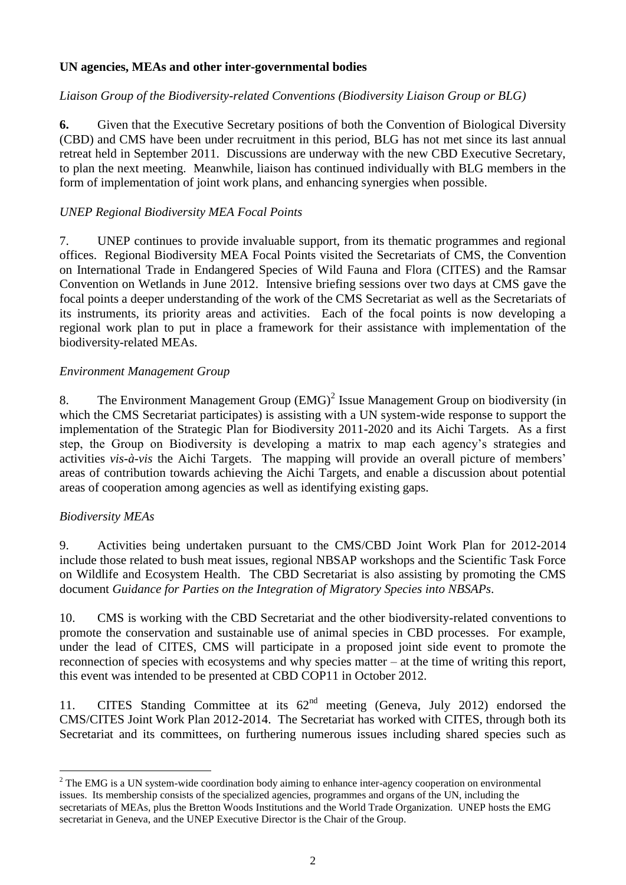**UN agencies, MEAs and other inter-governmental bodies**

*Liaison Group of the Biodiversity-related Conventions (Biodiversity Liaison Group or BLG)*

**6.** Given that the Executive Secretary positions of both the Convention of Biological Diversity (CBD) and CMS have been under recruitment in this period, BLG has not met since its last annual retreat held in September 2011. Discussions are underway with the new CBD Executive Secretary, to plan the next meeting. Meanwhile, liaison has continued individually with BLG members in the form of implementation of joint work plans, and enhancing synergies when possible.

*UNEP Regional Biodiversity MEA Focal Points*

7. UNEP continues to provide invaluable support, from its thematic programmes and regional offices. Regional Biodiversity MEA Focal Points visited the Secretariats of CMS, the Convention on International Trade in Endangered Species of Wild Fauna and Flora (CITES) and the Ramsar Convention on Wetlands in June 2012. Intensive briefing sessions over two days at CMS gave the focal points a deeper understanding of the work of the CMS Secretariat as well as the Secretariats of its instruments, its priority areas and activities. Each of the focal points is now developing a regional work plan to put in place a framework for their assistance with implementation of the biodiversity-related MEAs.

*Environment Management Group*

8. The Environment Management Group (EMG)[2] Issue Management Group on biodiversity (in which the CMS Secretariat participates) is assisting with a UN system-wide response to support the implementation of the Strategic Plan for Biodiversity 2011-2020 and its Aichi Targets. As a first step, the Group on Biodiversity is developing a matrix to map each agency's strategies and activities *vis-à-vis* the Aichi Targets. The mapping will provide an overall picture of members' areas of contribution towards achieving the Aichi Targets, and enable a discussion about potential areas of cooperation among agencies as well as identifying existing gaps.

*Biodiversity MEAs*

9. Activities being undertaken pursuant to the CMS/CBD Joint Work Plan for 2012-2014 include those related to bush meat issues, regional NBSAP workshops and the Scientific Task Force on Wildlife and Ecosystem Health. The CBD Secretariat is also assisting by promoting the CMS document *Guidance for Parties on the Integration of Migratory Species into NBSAPs*.

10. CMS is working with the CBD Secretariat and the other biodiversity-related conventions to promote the conservation and sustainable use of animal species in CBD processes. For example, under the lead of CITES, CMS will participate in a proposed joint side event to promote the reconnection of species with ecosystems and why species matter – at the time of writing this report, this event was intended to be presented at CBD COP11 in October 2012.

11. CITES Standing Committee at its 62nd meeting (Geneva, July 2012) endorsed the CMS/CITES Joint Work Plan 2012-2014. The Secretariat has worked with CITES, through both its Secretariat and its committees, on furthering numerous issues including shared species such as

[2] The EMG is a UN system-wide coordination body aiming to enhance inter-agency cooperation on environmental issues. Its membership consists of the specialized agencies, programmes and organs of the UN, including the secretariats of MEAs, plus the Bretton Woods Institutions and the World Trade Organization. UNEP hosts the EMG secretariat in Geneva, and the UNEP Executive Director is the Chair of the Group.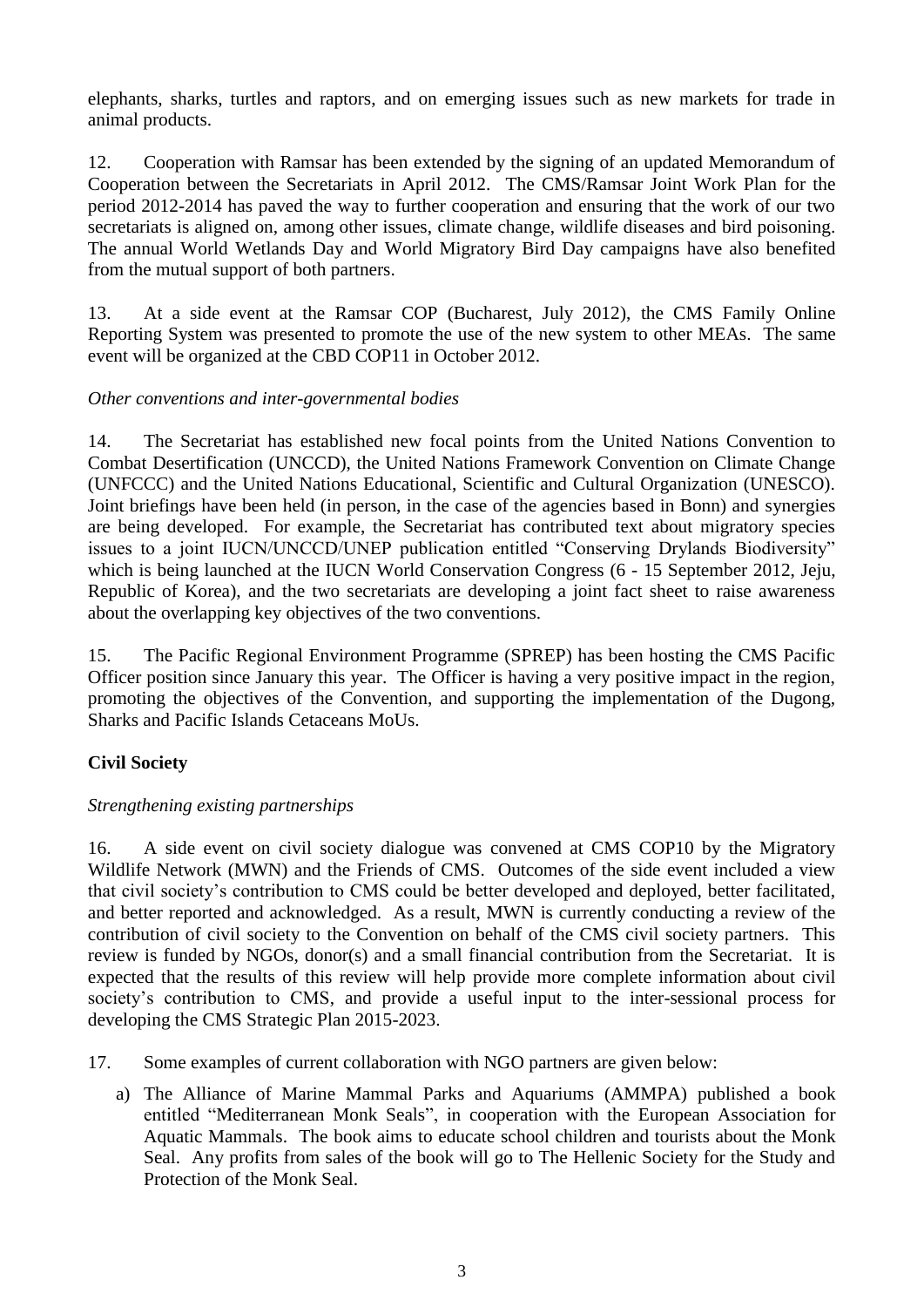elephants, sharks, turtles and raptors, and on emerging issues such as new markets for trade in animal products.

12. Cooperation with Ramsar has been extended by the signing of an updated Memorandum of Cooperation between the Secretariats in April 2012. The CMS/Ramsar Joint Work Plan for the period 2012-2014 has paved the way to further cooperation and ensuring that the work of our two secretariats is aligned on, among other issues, climate change, wildlife diseases and bird poisoning. The annual World Wetlands Day and World Migratory Bird Day campaigns have also benefited from the mutual support of both partners.

13. At a side event at the Ramsar COP (Bucharest, July 2012), the CMS Family Online Reporting System was presented to promote the use of the new system to other MEAs. The same event will be organized at the CBD COP11 in October 2012.

*Other conventions and inter-governmental bodies*

14. The Secretariat has established new focal points from the United Nations Convention to Combat Desertification (UNCCD), the United Nations Framework Convention on Climate Change (UNFCCC) and the United Nations Educational, Scientific and Cultural Organization (UNESCO). Joint briefings have been held (in person, in the case of the agencies based in Bonn) and synergies are being developed. For example, the Secretariat has contributed text about migratory species issues to a joint IUCN/UNCCD/UNEP publication entitled "Conserving Drylands Biodiversity" which is being launched at the IUCN World Conservation Congress (6 - 15 September 2012, Jeju, Republic of Korea), and the two secretariats are developing a joint fact sheet to raise awareness about the overlapping key objectives of the two conventions.

15. The Pacific Regional Environment Programme (SPREP) has been hosting the CMS Pacific Officer position since January this year. The Officer is having a very positive impact in the region, promoting the objectives of the Convention, and supporting the implementation of the Dugong, Sharks and Pacific Islands Cetaceans MoUs.

**Civil Society**

*Strengthening existing partnerships*

16. A side event on civil society dialogue was convened at CMS COP10 by the Migratory Wildlife Network (MWN) and the Friends of CMS. Outcomes of the side event included a view that civil society's contribution to CMS could be better developed and deployed, better facilitated, and better reported and acknowledged. As a result, MWN is currently conducting a review of the contribution of civil society to the Convention on behalf of the CMS civil society partners. This review is funded by NGOs, donor(s) and a small financial contribution from the Secretariat. It is expected that the results of this review will help provide more complete information about civil society's contribution to CMS, and provide a useful input to the inter-sessional process for developing the CMS Strategic Plan 2015-2023.

17. Some examples of current collaboration with NGO partners are given below:

a) The Alliance of Marine Mammal Parks and Aquariums (AMMPA) published a book entitled "Mediterranean Monk Seals", in cooperation with the European Association for Aquatic Mammals. The book aims to educate school children and tourists about the Monk Seal. Any profits from sales of the book will go to The Hellenic Society for the Study and Protection of the Monk Seal.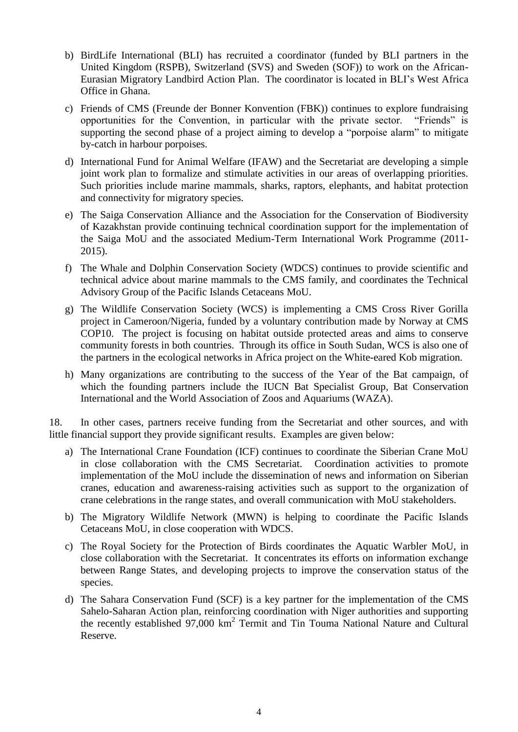b) BirdLife International (BLI) has recruited a coordinator (funded by BLI partners in the United Kingdom (RSPB), Switzerland (SVS) and Sweden (SOF)) to work on the African-Eurasian Migratory Landbird Action Plan. The coordinator is located in BLI's West Africa Office in Ghana.

c) Friends of CMS (Freunde der Bonner Konvention (FBK)) continues to explore fundraising opportunities for the Convention, in particular with the private sector. "Friends" is supporting the second phase of a project aiming to develop a "porpoise alarm" to mitigate by-catch in harbour porpoises.

d) International Fund for Animal Welfare (IFAW) and the Secretariat are developing a simple joint work plan to formalize and stimulate activities in our areas of overlapping priorities. Such priorities include marine mammals, sharks, raptors, elephants, and habitat protection and connectivity for migratory species.

e) The Saiga Conservation Alliance and the Association for the Conservation of Biodiversity of Kazakhstan provide continuing technical coordination support for the implementation of the Saiga MoU and the associated Medium-Term International Work Programme (2011-2015).

f) The Whale and Dolphin Conservation Society (WDCS) continues to provide scientific and technical advice about marine mammals to the CMS family, and coordinates the Technical Advisory Group of the Pacific Islands Cetaceans MoU.

g) The Wildlife Conservation Society (WCS) is implementing a CMS Cross River Gorilla project in Cameroon/Nigeria, funded by a voluntary contribution made by Norway at CMS COP10. The project is focusing on habitat outside protected areas and aims to conserve community forests in both countries. Through its office in South Sudan, WCS is also one of the partners in the ecological networks in Africa project on the White-eared Kob migration.

h) Many organizations are contributing to the success of the Year of the Bat campaign, of which the founding partners include the IUCN Bat Specialist Group, Bat Conservation International and the World Association of Zoos and Aquariums (WAZA).

18. In other cases, partners receive funding from the Secretariat and other sources, and with little financial support they provide significant results. Examples are given below:

a) The International Crane Foundation (ICF) continues to coordinate the Siberian Crane MoU in close collaboration with the CMS Secretariat. Coordination activities to promote implementation of the MoU include the dissemination of news and information on Siberian cranes, education and awareness-raising activities such as support to the organization of crane celebrations in the range states, and overall communication with MoU stakeholders.

b) The Migratory Wildlife Network (MWN) is helping to coordinate the Pacific Islands Cetaceans MoU, in close cooperation with WDCS.

c) The Royal Society for the Protection of Birds coordinates the Aquatic Warbler MoU, in close collaboration with the Secretariat. It concentrates its efforts on information exchange between Range States, and developing projects to improve the conservation status of the species.

d) The Sahara Conservation Fund (SCF) is a key partner for the implementation of the CMS Sahelo-Saharan Action plan, reinforcing coordination with Niger authorities and supporting the recently established 97,000 $km^2$ Termit and Tin Touma National Nature and Cultural Reserve.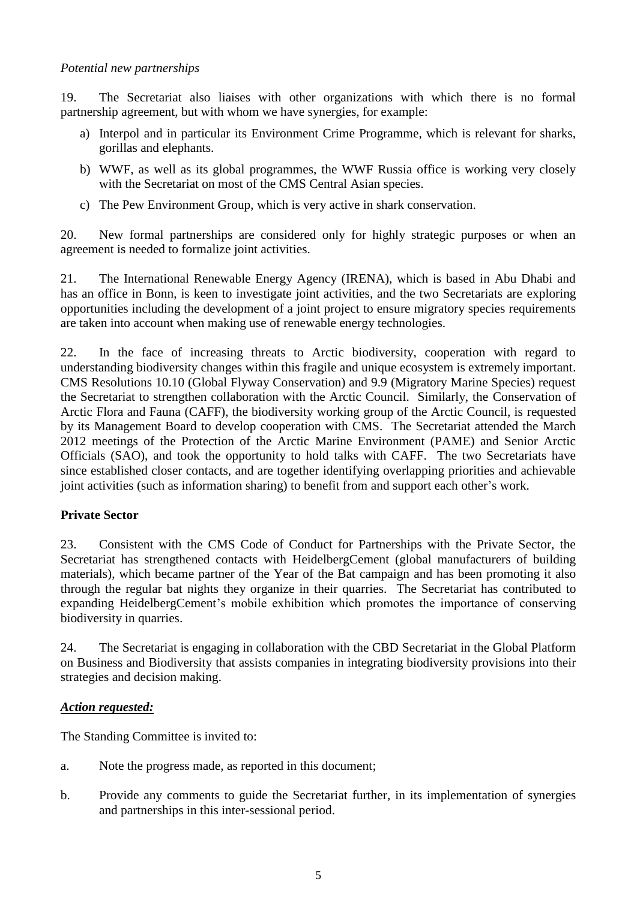*Potential new partnerships*

19. The Secretariat also liaises with other organizations with which there is no formal partnership agreement, but with whom we have synergies, for example:

a) Interpol and in particular its Environment Crime Programme, which is relevant for sharks, gorillas and elephants.

b) WWF, as well as its global programmes, the WWF Russia office is working very closely with the Secretariat on most of the CMS Central Asian species.

c) The Pew Environment Group, which is very active in shark conservation.

20. New formal partnerships are considered only for highly strategic purposes or when an agreement is needed to formalize joint activities.

21. The International Renewable Energy Agency (IRENA), which is based in Abu Dhabi and has an office in Bonn, is keen to investigate joint activities, and the two Secretariats are exploring opportunities including the development of a joint project to ensure migratory species requirements are taken into account when making use of renewable energy technologies.

22. In the face of increasing threats to Arctic biodiversity, cooperation with regard to understanding biodiversity changes within this fragile and unique ecosystem is extremely important. CMS Resolutions 10.10 (Global Flyway Conservation) and 9.9 (Migratory Marine Species) request the Secretariat to strengthen collaboration with the Arctic Council. Similarly, the Conservation of Arctic Flora and Fauna (CAFF), the biodiversity working group of the Arctic Council, is requested by its Management Board to develop cooperation with CMS. The Secretariat attended the March 2012 meetings of the Protection of the Arctic Marine Environment (PAME) and Senior Arctic Officials (SAO), and took the opportunity to hold talks with CAFF. The two Secretariats have since established closer contacts, and are together identifying overlapping priorities and achievable joint activities (such as information sharing) to benefit from and support each other's work.

**Private Sector**

23. Consistent with the CMS Code of Conduct for Partnerships with the Private Sector, the Secretariat has strengthened contacts with HeidelbergCement (global manufacturers of building materials), which became partner of the Year of the Bat campaign and has been promoting it also through the regular bat nights they organize in their quarries. The Secretariat has contributed to expanding HeidelbergCement's mobile exhibition which promotes the importance of conserving biodiversity in quarries.

24. The Secretariat is engaging in collaboration with the CBD Secretariat in the Global Platform on Business and Biodiversity that assists companies in integrating biodiversity provisions into their strategies and decision making.

***Action requested:***

The Standing Committee is invited to:

a. Note the progress made, as reported in this document;

b. Provide any comments to guide the Secretariat further, in its implementation of synergies and partnerships in this inter-sessional period.